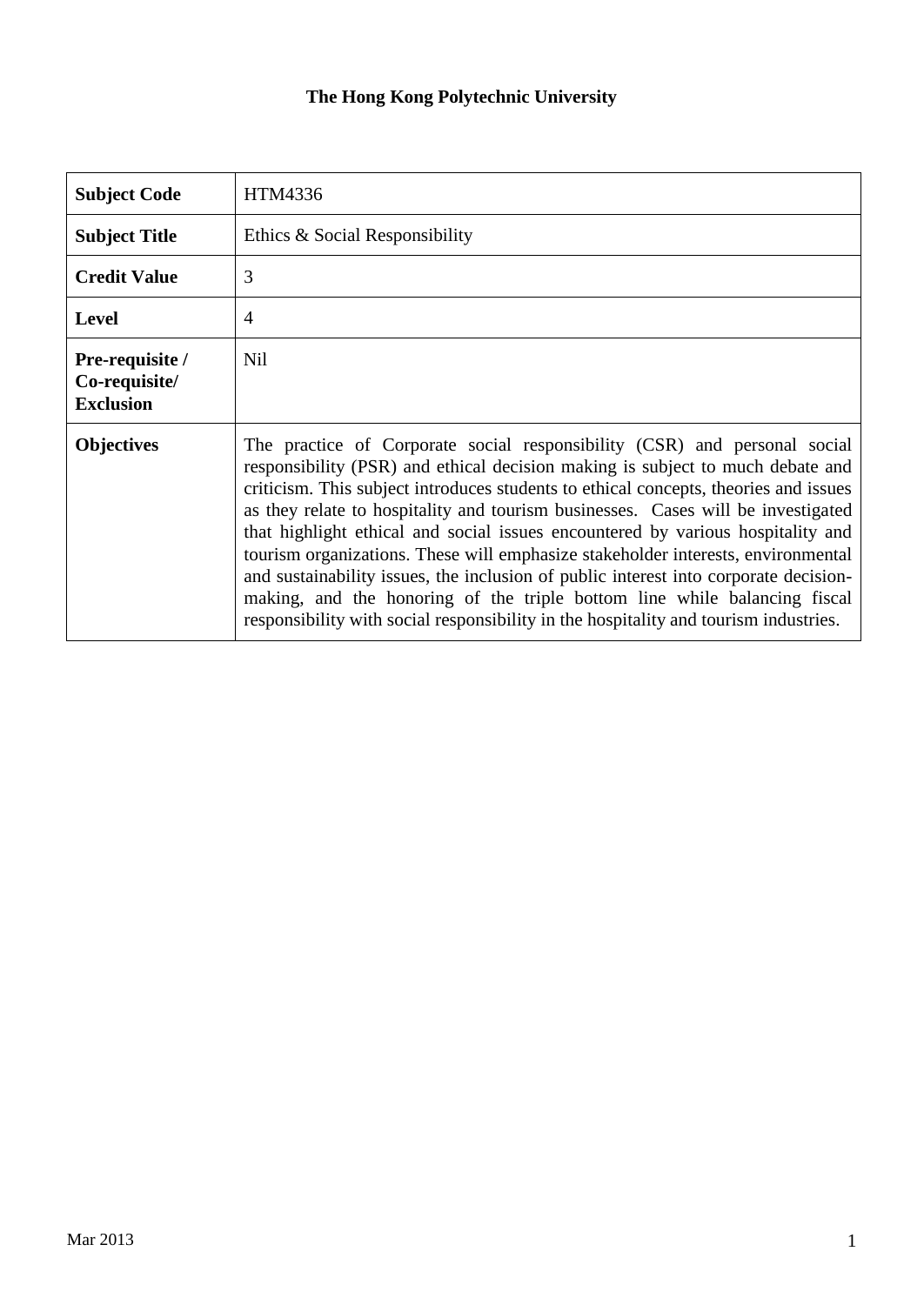# The Hong Kong Polytechnic University

| **Subject Code** | HTM4336 |
|---|---|
| **Subject Title** | Ethics & Social Responsibility |
| **Credit Value** | 3 |
| **Level** | 4 |
| **Pre-requisite / Co-requisite/ Exclusion** | Nil |
| **Objectives** | The practice of Corporate social responsibility (CSR) and personal social responsibility (PSR) and ethical decision making is subject to much debate and criticism. This subject introduces students to ethical concepts, theories and issues as they relate to hospitality and tourism businesses. Cases will be investigated that highlight ethical and social issues encountered by various hospitality and tourism organizations. These will emphasize stakeholder interests, environmental and sustainability issues, the inclusion of public interest into corporate decision-making, and the honoring of the triple bottom line while balancing fiscal responsibility with social responsibility in the hospitality and tourism industries. |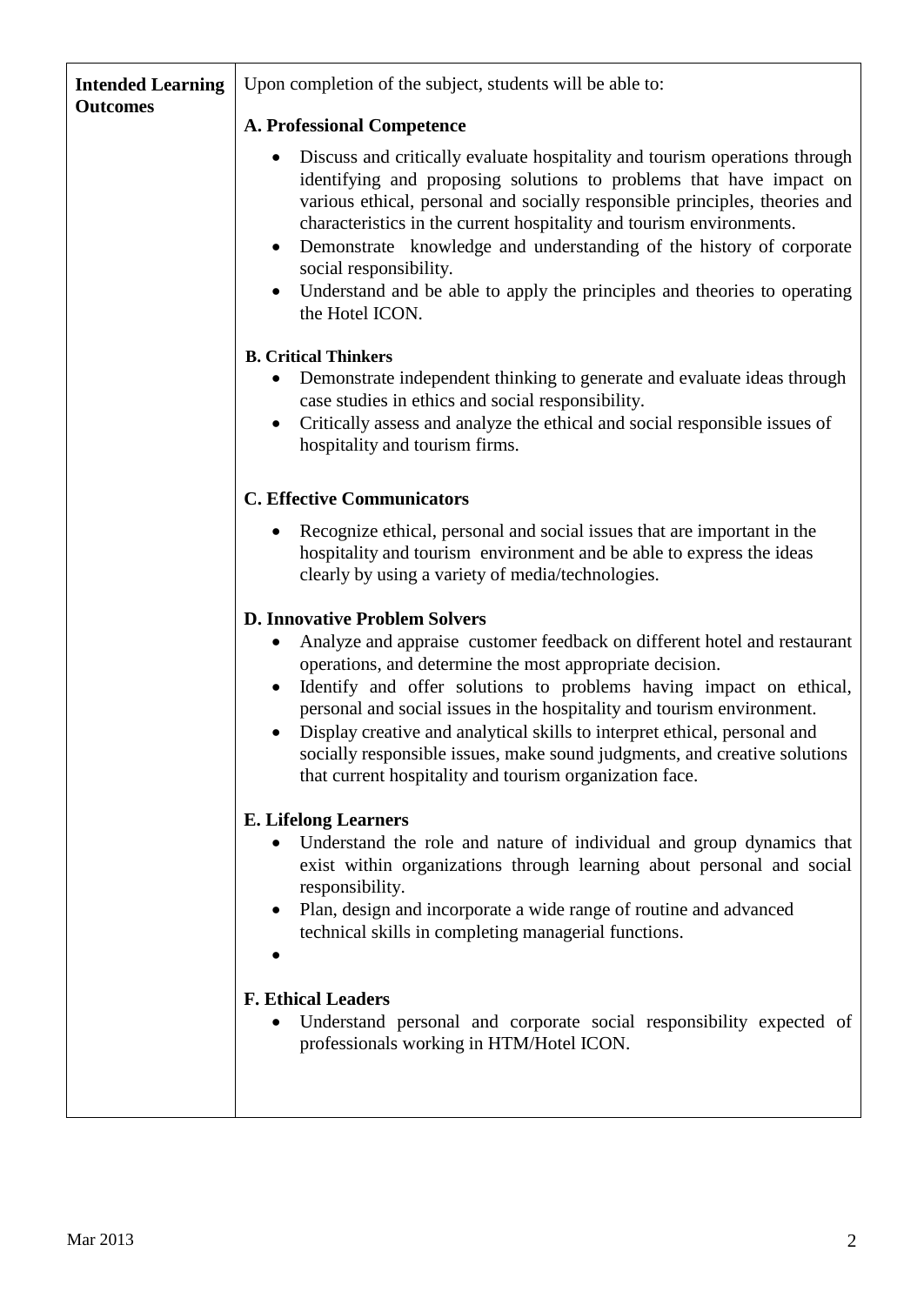| **Intended Learning Outcomes** | Upon completion of the subject, students will be able to:<br><br>**A. Professional Competence**<br><br>• Discuss and critically evaluate hospitality and tourism operations through identifying and proposing solutions to problems that have impact on various ethical, personal and socially responsible principles, theories and characteristics in the current hospitality and tourism environments.<br>• Demonstrate knowledge and understanding of the history of corporate social responsibility.<br>• Understand and be able to apply the principles and theories to operating the Hotel ICON.<br><br>**B. Critical Thinkers**<br>• Demonstrate independent thinking to generate and evaluate ideas through case studies in ethics and social responsibility.<br>• Critically assess and analyze the ethical and social responsible issues of hospitality and tourism firms.<br><br>**C. Effective Communicators**<br><br>• Recognize ethical, personal and social issues that are important in the hospitality and tourism environment and be able to express the ideas clearly by using a variety of media/technologies.<br><br>**D. Innovative Problem Solvers**<br>• Analyze and appraise customer feedback on different hotel and restaurant operations, and determine the most appropriate decision.<br>• Identify and offer solutions to problems having impact on ethical, personal and social issues in the hospitality and tourism environment.<br>• Display creative and analytical skills to interpret ethical, personal and socially responsible issues, make sound judgments, and creative solutions that current hospitality and tourism organization face.<br><br>**E. Lifelong Learners**<br>• Understand the role and nature of individual and group dynamics that exist within organizations through learning about personal and social responsibility.<br>• Plan, design and incorporate a wide range of routine and advanced technical skills in completing managerial functions.<br>•<br><br>**F. Ethical Leaders**<br>• Understand personal and corporate social responsibility expected of professionals working in HTM/Hotel ICON. |
|---|---|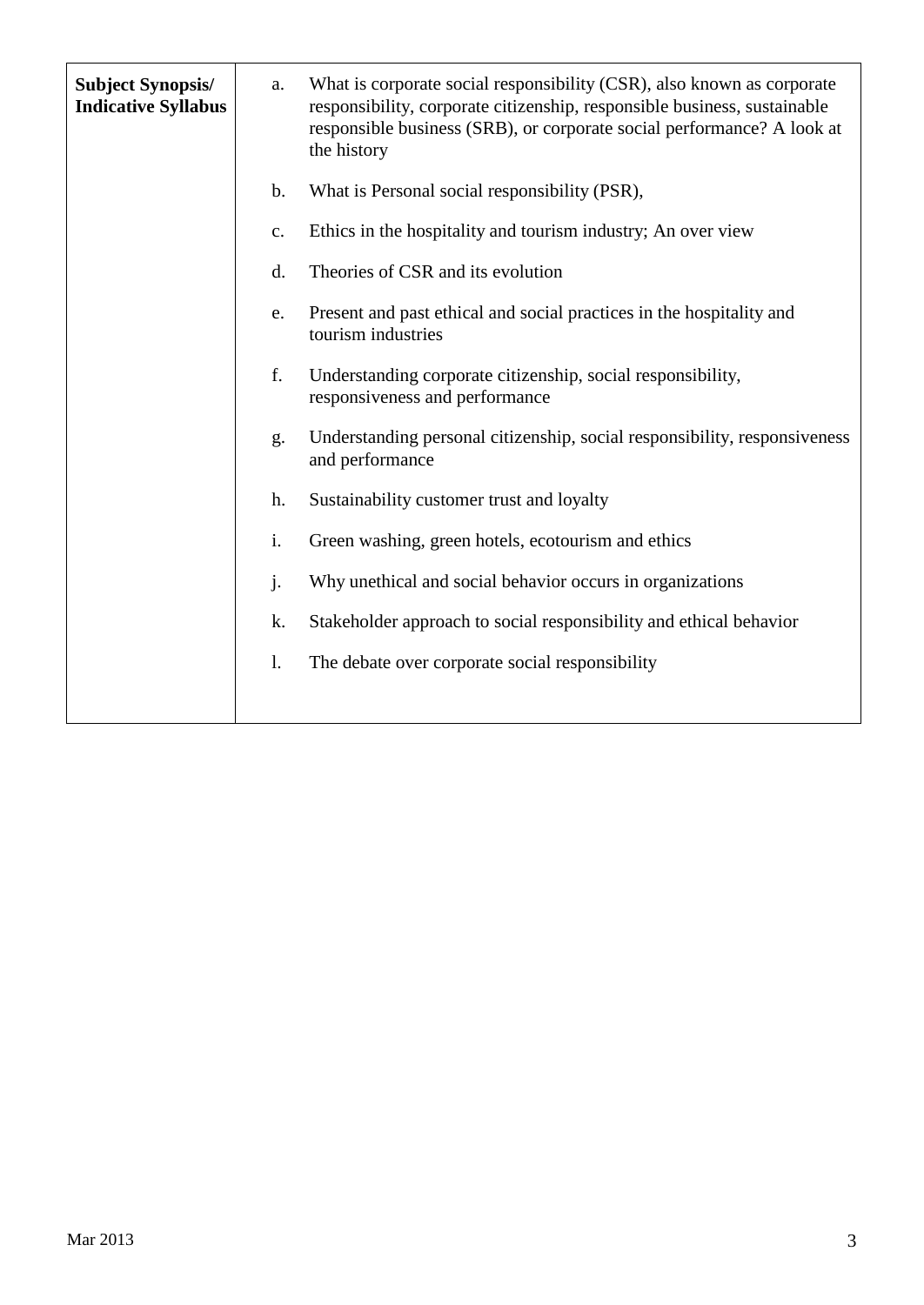| | |
|---|---|
| **Subject Synopsis/ Indicative Syllabus** | a. What is corporate social responsibility (CSR), also known as corporate responsibility, corporate citizenship, responsible business, sustainable responsible business (SRB), or corporate social performance? A look at the history<br><br>b. What is Personal social responsibility (PSR),<br><br>c. Ethics in the hospitality and tourism industry; An over view<br><br>d. Theories of CSR and its evolution<br><br>e. Present and past ethical and social practices in the hospitality and tourism industries<br><br>f. Understanding corporate citizenship, social responsibility, responsiveness and performance<br><br>g. Understanding personal citizenship, social responsibility, responsiveness and performance<br><br>h. Sustainability customer trust and loyalty<br><br>i. Green washing, green hotels, ecotourism and ethics<br><br>j. Why unethical and social behavior occurs in organizations<br><br>k. Stakeholder approach to social responsibility and ethical behavior<br><br>l. The debate over corporate social responsibility |

Mar 2013